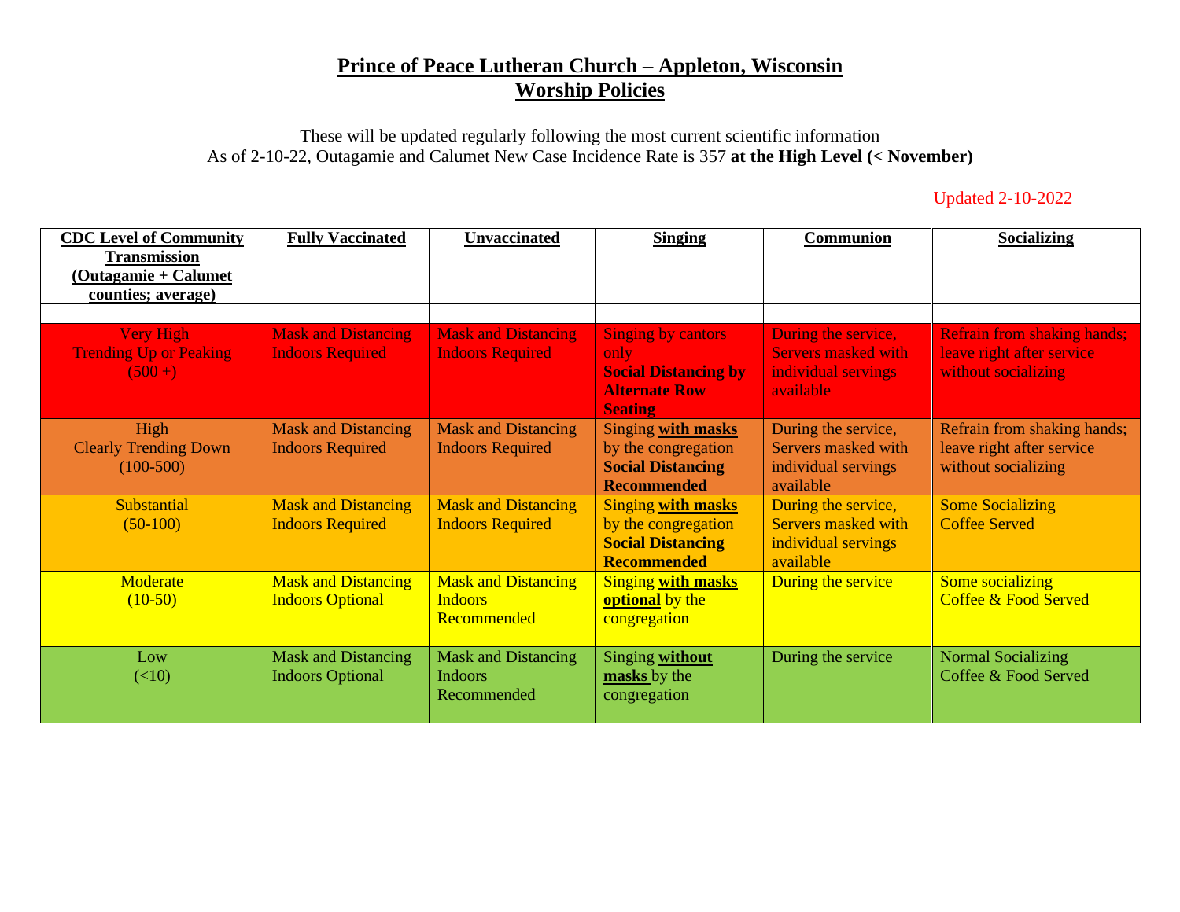# Prince of Peace Lutheran Church – Appleton, Wisconsin
# Worship Policies

These will be updated regularly following the most current scientific information
As of 2-10-22, Outagamie and Calumet New Case Incidence Rate is 357 **at the High Level (< November)**

Updated 2-10-2022

| CDC Level of Community Transmission (Outagamie + Calumet counties; average) | Fully Vaccinated | Unvaccinated | Singing | Communion | Socializing |
|---|---|---|---|---|---|
| Very High Trending Up or Peaking (500 +) | Mask and Distancing Indoors Required | Mask and Distancing Indoors Required | Singing by cantors only **Social Distancing by Alternate Row Seating** | During the service, Servers masked with individual servings available | Refrain from shaking hands; leave right after service without socializing |
| High Clearly Trending Down (100-500) | Mask and Distancing Indoors Required | Mask and Distancing Indoors Required | Singing **with masks** by the congregation **Social Distancing Recommended** | During the service, Servers masked with individual servings available | Refrain from shaking hands; leave right after service without socializing |
| Substantial (50-100) | Mask and Distancing Indoors Required | Mask and Distancing Indoors Required | Singing **with masks** by the congregation **Social Distancing Recommended** | During the service, Servers masked with individual servings available | Some Socializing Coffee Served |
| Moderate (10-50) | Mask and Distancing Indoors Optional | Mask and Distancing Indoors Recommended | Singing **with masks optional** by the congregation | During the service | Some socializing Coffee & Food Served |
| Low (<10) | Mask and Distancing Indoors Optional | Mask and Distancing Indoors Recommended | Singing **without masks** by the congregation | During the service | Normal Socializing Coffee & Food Served |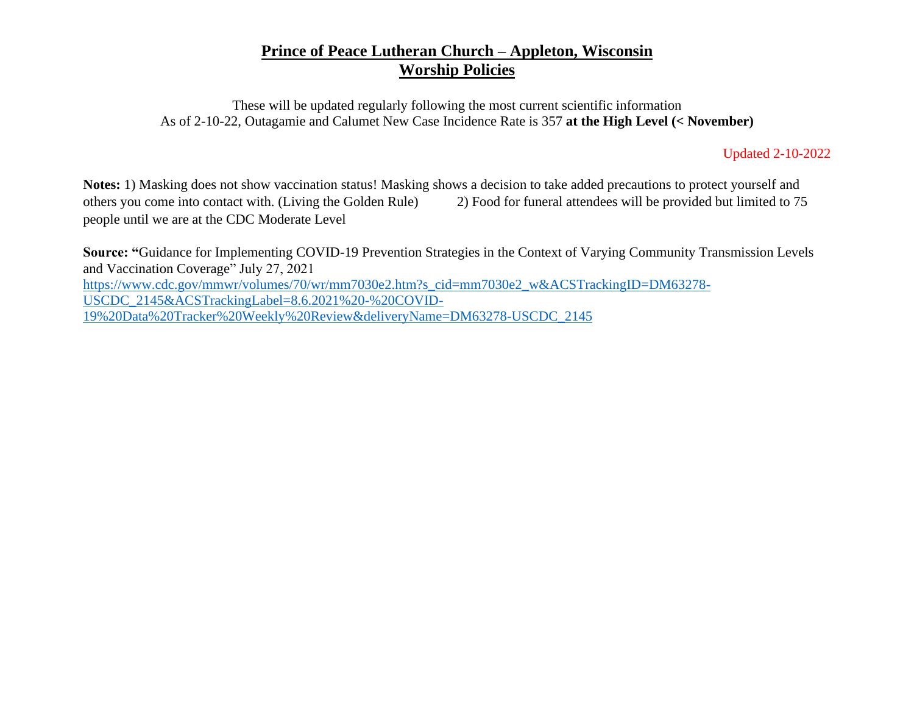# Prince of Peace Lutheran Church – Appleton, Wisconsin
## Worship Policies

These will be updated regularly following the most current scientific information
As of 2-10-22, Outagamie and Calumet New Case Incidence Rate is 357 **at the High Level (< November)**

Updated 2-10-2022

**Notes:** 1) Masking does not show vaccination status! Masking shows a decision to take added precautions to protect yourself and others you come into contact with. (Living the Golden Rule) 2) Food for funeral attendees will be provided but limited to 75 people until we are at the CDC Moderate Level

**Source:** "Guidance for Implementing COVID-19 Prevention Strategies in the Context of Varying Community Transmission Levels and Vaccination Coverage" July 27, 2021
https://www.cdc.gov/mmwr/volumes/70/wr/mm7030e2.htm?s_cid=mm7030e2_w&ACSTrackingID=DM63278-USCDC_2145&ACSTrackingLabel=8.6.2021%20-%20COVID-19%20Data%20Tracker%20Weekly%20Review&deliveryName=DM63278-USCDC_2145